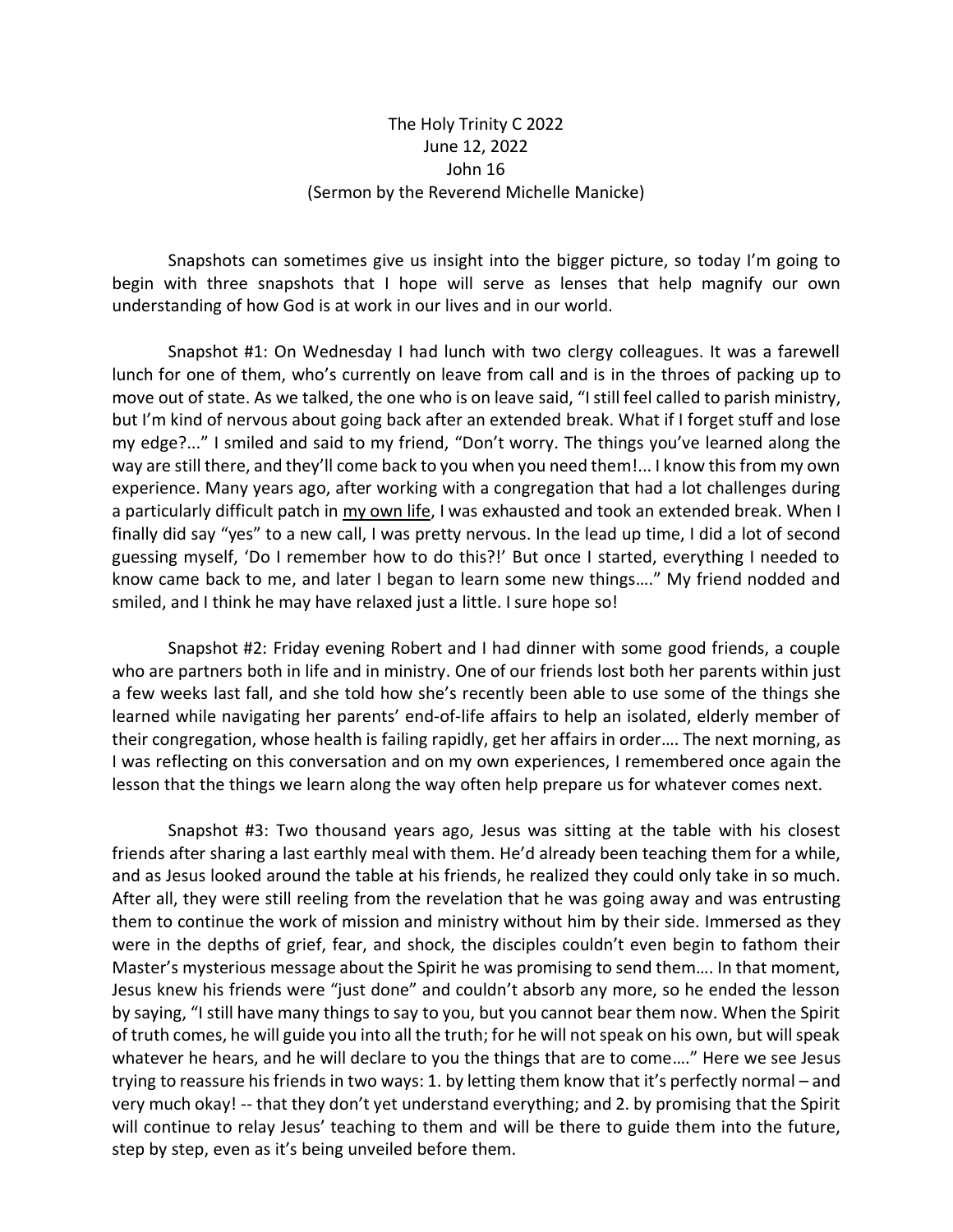The Holy Trinity C 2022
June 12, 2022
John 16
(Sermon by the Reverend Michelle Manicke)

Snapshots can sometimes give us insight into the bigger picture, so today I'm going to begin with three snapshots that I hope will serve as lenses that help magnify our own understanding of how God is at work in our lives and in our world.

Snapshot #1: On Wednesday I had lunch with two clergy colleagues. It was a farewell lunch for one of them, who's currently on leave from call and is in the throes of packing up to move out of state. As we talked, the one who is on leave said, "I still feel called to parish ministry, but I'm kind of nervous about going back after an extended break. What if I forget stuff and lose my edge?..." I smiled and said to my friend, "Don't worry. The things you've learned along the way are still there, and they'll come back to you when you need them!... I know this from my own experience. Many years ago, after working with a congregation that had a lot challenges during a particularly difficult patch in <u>my own life</u>, I was exhausted and took an extended break. When I finally did say "yes" to a new call, I was pretty nervous. In the lead up time, I did a lot of second guessing myself, 'Do I remember how to do this?!' But once I started, everything I needed to know came back to me, and later I began to learn some new things…." My friend nodded and smiled, and I think he may have relaxed just a little. I sure hope so!

Snapshot #2: Friday evening Robert and I had dinner with some good friends, a couple who are partners both in life and in ministry. One of our friends lost both her parents within just a few weeks last fall, and she told how she's recently been able to use some of the things she learned while navigating her parents' end-of-life affairs to help an isolated, elderly member of their congregation, whose health is failing rapidly, get her affairs in order…. The next morning, as I was reflecting on this conversation and on my own experiences, I remembered once again the lesson that the things we learn along the way often help prepare us for whatever comes next.

Snapshot #3: Two thousand years ago, Jesus was sitting at the table with his closest friends after sharing a last earthly meal with them. He'd already been teaching them for a while, and as Jesus looked around the table at his friends, he realized they could only take in so much. After all, they were still reeling from the revelation that he was going away and was entrusting them to continue the work of mission and ministry without him by their side. Immersed as they were in the depths of grief, fear, and shock, the disciples couldn't even begin to fathom their Master's mysterious message about the Spirit he was promising to send them…. In that moment, Jesus knew his friends were "just done" and couldn't absorb any more, so he ended the lesson by saying, "I still have many things to say to you, but you cannot bear them now. When the Spirit of truth comes, he will guide you into all the truth; for he will not speak on his own, but will speak whatever he hears, and he will declare to you the things that are to come…." Here we see Jesus trying to reassure his friends in two ways: 1. by letting them know that it's perfectly normal – and very much okay! -- that they don't yet understand everything; and 2. by promising that the Spirit will continue to relay Jesus' teaching to them and will be there to guide them into the future, step by step, even as it's being unveiled before them.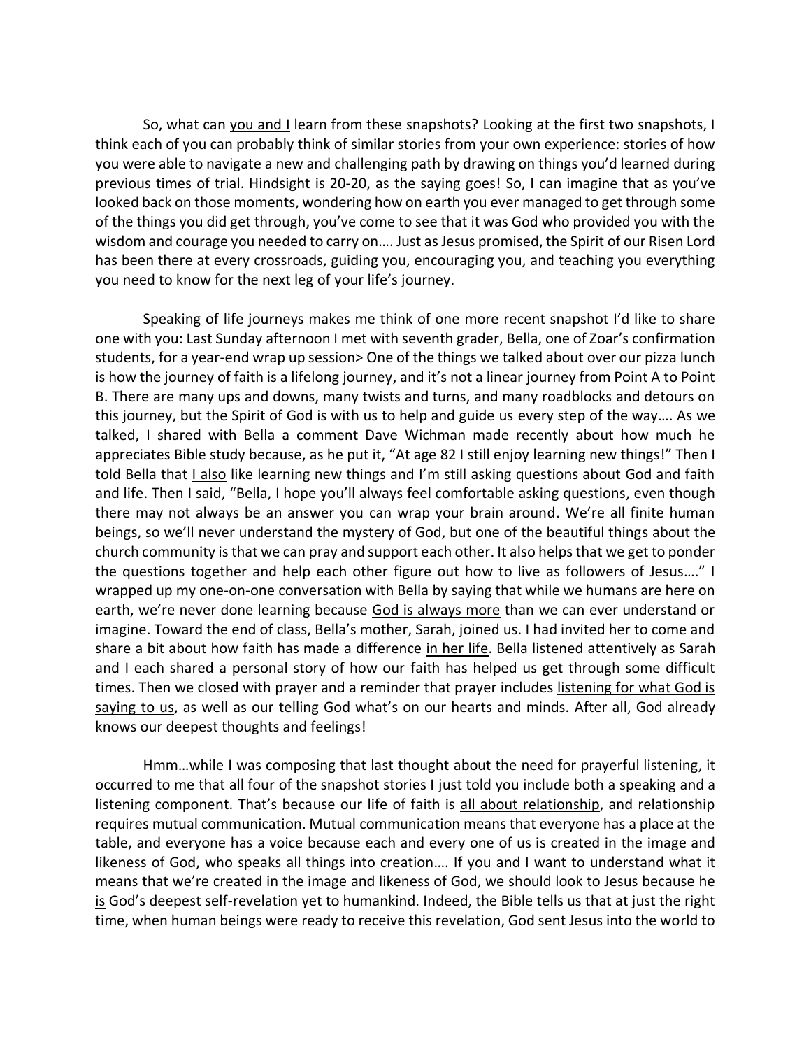So, what can <u>you and I</u> learn from these snapshots? Looking at the first two snapshots, I think each of you can probably think of similar stories from your own experience: stories of how you were able to navigate a new and challenging path by drawing on things you'd learned during previous times of trial. Hindsight is 20-20, as the saying goes! So, I can imagine that as you've looked back on those moments, wondering how on earth you ever managed to get through some of the things you <u>did</u> get through, you've come to see that it was <u>God</u> who provided you with the wisdom and courage you needed to carry on…. Just as Jesus promised, the Spirit of our Risen Lord has been there at every crossroads, guiding you, encouraging you, and teaching you everything you need to know for the next leg of your life's journey.

Speaking of life journeys makes me think of one more recent snapshot I'd like to share one with you: Last Sunday afternoon I met with seventh grader, Bella, one of Zoar's confirmation students, for a year-end wrap up session> One of the things we talked about over our pizza lunch is how the journey of faith is a lifelong journey, and it's not a linear journey from Point A to Point B. There are many ups and downs, many twists and turns, and many roadblocks and detours on this journey, but the Spirit of God is with us to help and guide us every step of the way…. As we talked, I shared with Bella a comment Dave Wichman made recently about how much he appreciates Bible study because, as he put it, "At age 82 I still enjoy learning new things!" Then I told Bella that <u>I also</u> like learning new things and I'm still asking questions about God and faith and life. Then I said, "Bella, I hope you'll always feel comfortable asking questions, even though there may not always be an answer you can wrap your brain around. We're all finite human beings, so we'll never understand the mystery of God, but one of the beautiful things about the church community is that we can pray and support each other. It also helps that we get to ponder the questions together and help each other figure out how to live as followers of Jesus…." I wrapped up my one-on-one conversation with Bella by saying that while we humans are here on earth, we're never done learning because <u>God is always more</u> than we can ever understand or imagine. Toward the end of class, Bella's mother, Sarah, joined us. I had invited her to come and share a bit about how faith has made a difference <u>in her life</u>. Bella listened attentively as Sarah and I each shared a personal story of how our faith has helped us get through some difficult times. Then we closed with prayer and a reminder that prayer includes <u>listening for what God is saying to us</u>, as well as our telling God what's on our hearts and minds. After all, God already knows our deepest thoughts and feelings!

Hmm…while I was composing that last thought about the need for prayerful listening, it occurred to me that all four of the snapshot stories I just told you include both a speaking and a listening component. That's because our life of faith is <u>all about relationship</u>, and relationship requires mutual communication. Mutual communication means that everyone has a place at the table, and everyone has a voice because each and every one of us is created in the image and likeness of God, who speaks all things into creation…. If you and I want to understand what it means that we're created in the image and likeness of God, we should look to Jesus because he <u>is</u> God's deepest self-revelation yet to humankind. Indeed, the Bible tells us that at just the right time, when human beings were ready to receive this revelation, God sent Jesus into the world to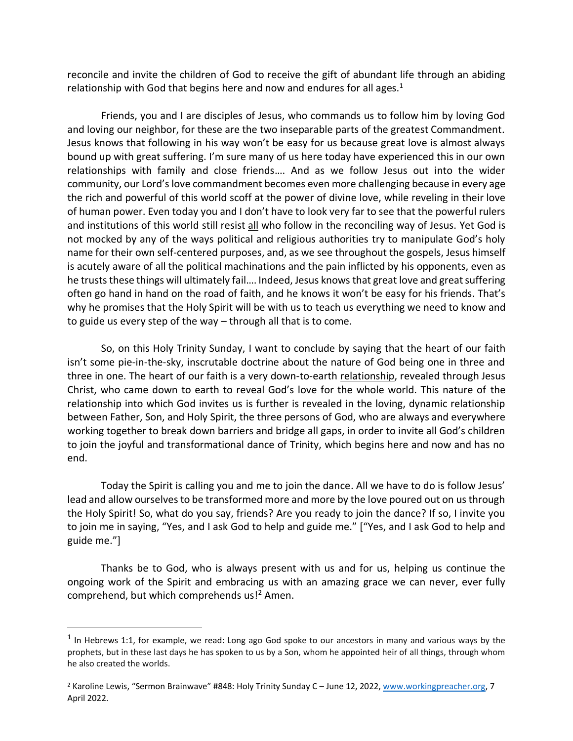reconcile and invite the children of God to receive the gift of abundant life through an abiding relationship with God that begins here and now and endures for all ages.[1]

Friends, you and I are disciples of Jesus, who commands us to follow him by loving God and loving our neighbor, for these are the two inseparable parts of the greatest Commandment. Jesus knows that following in his way won't be easy for us because great love is almost always bound up with great suffering. I'm sure many of us here today have experienced this in our own relationships with family and close friends…. And as we follow Jesus out into the wider community, our Lord's love commandment becomes even more challenging because in every age the rich and powerful of this world scoff at the power of divine love, while reveling in their love of human power. Even today you and I don't have to look very far to see that the powerful rulers and institutions of this world still resist <u>all</u> who follow in the reconciling way of Jesus. Yet God is not mocked by any of the ways political and religious authorities try to manipulate God's holy name for their own self-centered purposes, and, as we see throughout the gospels, Jesus himself is acutely aware of all the political machinations and the pain inflicted by his opponents, even as he trusts these things will ultimately fail…. Indeed, Jesus knows that great love and great suffering often go hand in hand on the road of faith, and he knows it won't be easy for his friends. That's why he promises that the Holy Spirit will be with us to teach us everything we need to know and to guide us every step of the way – through all that is to come.

So, on this Holy Trinity Sunday, I want to conclude by saying that the heart of our faith isn't some pie-in-the-sky, inscrutable doctrine about the nature of God being one in three and three in one. The heart of our faith is a very down-to-earth <u>relationship</u>, revealed through Jesus Christ, who came down to earth to reveal God's love for the whole world. This nature of the relationship into which God invites us is further is revealed in the loving, dynamic relationship between Father, Son, and Holy Spirit, the three persons of God, who are always and everywhere working together to break down barriers and bridge all gaps, in order to invite all God's children to join the joyful and transformational dance of Trinity, which begins here and now and has no end.

Today the Spirit is calling you and me to join the dance. All we have to do is follow Jesus' lead and allow ourselves to be transformed more and more by the love poured out on us through the Holy Spirit! So, what do you say, friends? Are you ready to join the dance? If so, I invite you to join me in saying, "Yes, and I ask God to help and guide me." ["Yes, and I ask God to help and guide me."]

Thanks be to God, who is always present with us and for us, helping us continue the ongoing work of the Spirit and embracing us with an amazing grace we can never, ever fully comprehend, but which comprehends us![2] Amen.

---

[1] In Hebrews 1:1, for example, we read: Long ago God spoke to our ancestors in many and various ways by the prophets, but in these last days he has spoken to us by a Son, whom he appointed heir of all things, through whom he also created the worlds.

[2] Karoline Lewis, "Sermon Brainwave" #848: Holy Trinity Sunday C – June 12, 2022, www.workingpreacher.org, 7 April 2022.